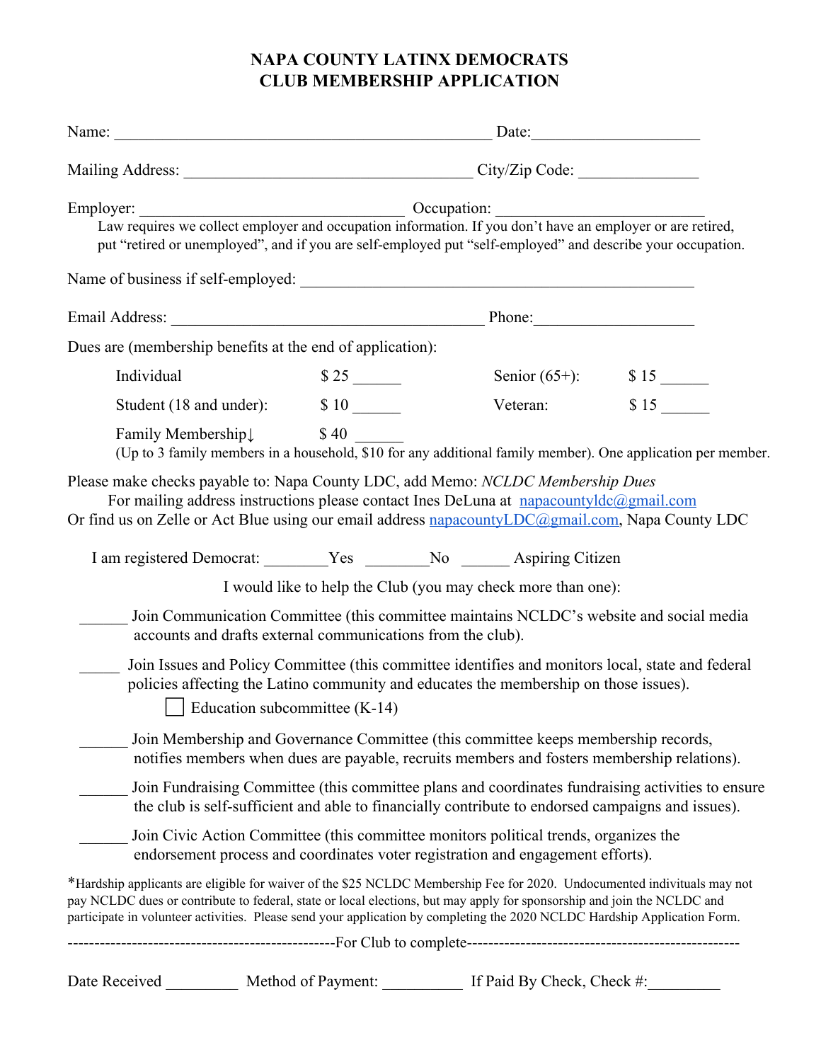# NAPA COUNTY LATINX DEMOCRATS
# CLUB MEMBERSHIP APPLICATION

Name: _______________________________________________ Date:____________________

Mailing Address: ___________________________________ City/Zip Code: _______________

Employer: ________________________________ Occupation: ________________________

Law requires we collect employer and occupation information. If you don't have an employer or are retired, put "retired or unemployed", and if you are self-employed put "self-employed" and describe your occupation.

Name of business if self-employed: ___________________________________________________

Email Address: ________________________________________ Phone:____________________

Dues are (membership benefits at the end of application):

| | | | |
|---|---|---|---|
| Individual | $ 25 ______ | Senior (65+): | $ 15 ______ |
| Student (18 and under): | $ 10 ______ | Veteran: | $ 15 ______ |
| Family Membership↓ | $ 40 ______ | | |

(Up to 3 family members in a household, $10 for any additional family member). One application per member.

Please make checks payable to: Napa County LDC, add Memo: *NCLDC Membership Dues*
For mailing address instructions please contact Ines DeLuna at napacountyldc@gmail.com
Or find us on Zelle or Act Blue using our email address napacountyLDC@gmail.com, Napa County LDC

I am registered Democrat: ________Yes ________No ______ Aspiring Citizen

I would like to help the Club (you may check more than one):

______ Join Communication Committee (this committee maintains NCLDC's website and social media accounts and drafts external communications from the club).

_____ Join Issues and Policy Committee (this committee identifies and monitors local, state and federal policies affecting the Latino community and educates the membership on those issues).

- ☐ Education subcommittee (K-14)

______ Join Membership and Governance Committee (this committee keeps membership records, notifies members when dues are payable, recruits members and fosters membership relations).

______ Join Fundraising Committee (this committee plans and coordinates fundraising activities to ensure the club is self-sufficient and able to financially contribute to endorsed campaigns and issues).

______ Join Civic Action Committee (this committee monitors political trends, organizes the endorsement process and coordinates voter registration and engagement efforts).

*Hardship applicants are eligible for waiver of the $25 NCLDC Membership Fee for 2020. Undocumented indivituals may not pay NCLDC dues or contribute to federal, state or local elections, but may apply for sponsorship and join the NCLDC and participate in volunteer activities. Please send your application by completing the 2020 NCLDC Hardship Application Form.

------------------------------------------------For Club to complete--------------------------------------------------

Date Received _________ Method of Payment: __________ If Paid By Check, Check #:_________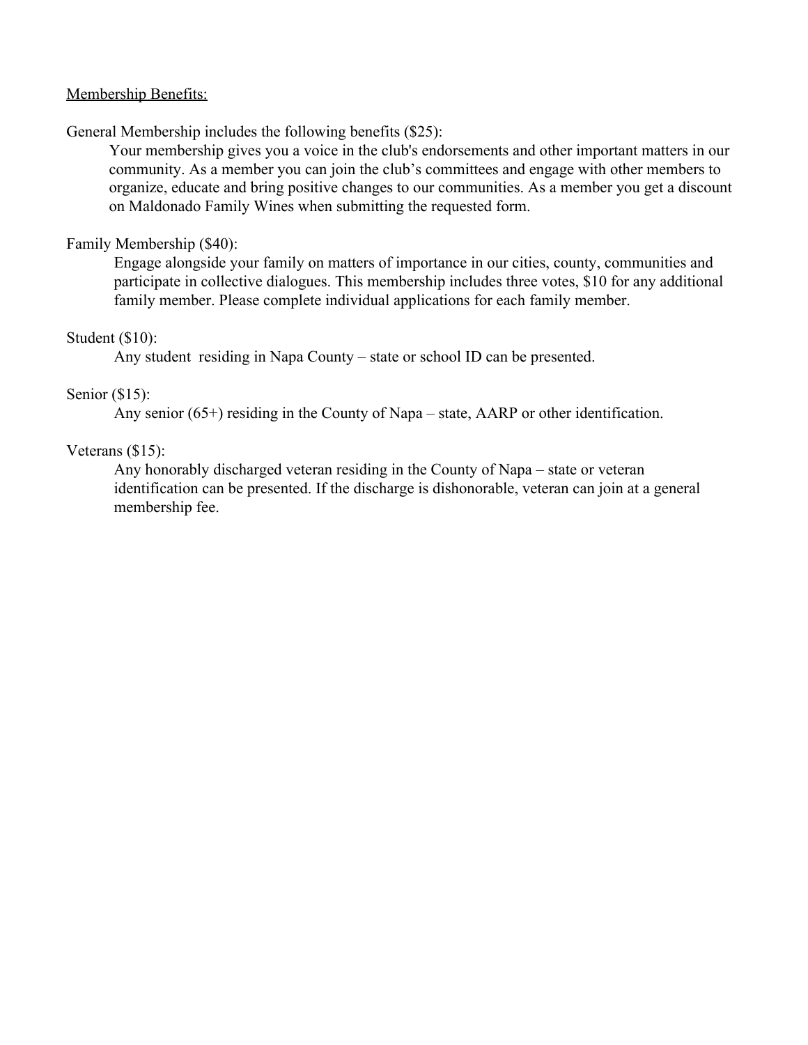<u>Membership Benefits:</u>

General Membership includes the following benefits ($25):

Your membership gives you a voice in the club's endorsements and other important matters in our community. As a member you can join the club's committees and engage with other members to organize, educate and bring positive changes to our communities. As a member you get a discount on Maldonado Family Wines when submitting the requested form.

Family Membership ($40):

Engage alongside your family on matters of importance in our cities, county, communities and participate in collective dialogues. This membership includes three votes, $10 for any additional family member. Please complete individual applications for each family member.

Student ($10):

Any student residing in Napa County – state or school ID can be presented.

Senior ($15):

Any senior (65+) residing in the County of Napa – state, AARP or other identification.

Veterans ($15):

Any honorably discharged veteran residing in the County of Napa – state or veteran identification can be presented. If the discharge is dishonorable, veteran can join at a general membership fee.